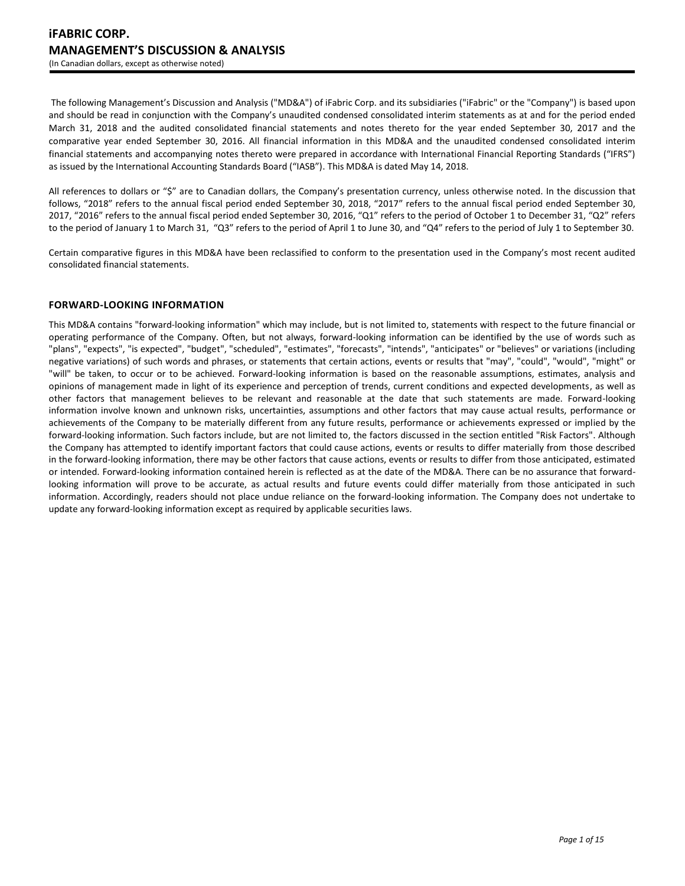# iFABRIC CORP.
## MANAGEMENT'S DISCUSSION & ANALYSIS
(In Canadian dollars, except as otherwise noted)

The following Management's Discussion and Analysis ("MD&A") of iFabric Corp. and its subsidiaries ("iFabric" or the "Company") is based upon and should be read in conjunction with the Company's unaudited condensed consolidated interim statements as at and for the period ended March 31, 2018 and the audited consolidated financial statements and notes thereto for the year ended September 30, 2017 and the comparative year ended September 30, 2016. All financial information in this MD&A and the unaudited condensed consolidated interim financial statements and accompanying notes thereto were prepared in accordance with International Financial Reporting Standards ("IFRS") as issued by the International Accounting Standards Board ("IASB"). This MD&A is dated May 14, 2018.

All references to dollars or "$" are to Canadian dollars, the Company's presentation currency, unless otherwise noted. In the discussion that follows, "2018" refers to the annual fiscal period ended September 30, 2018, "2017" refers to the annual fiscal period ended September 30, 2017, "2016" refers to the annual fiscal period ended September 30, 2016, "Q1" refers to the period of October 1 to December 31, "Q2" refers to the period of January 1 to March 31, "Q3" refers to the period of April 1 to June 30, and "Q4" refers to the period of July 1 to September 30.

Certain comparative figures in this MD&A have been reclassified to conform to the presentation used in the Company's most recent audited consolidated financial statements.

### FORWARD-LOOKING INFORMATION

This MD&A contains "forward-looking information" which may include, but is not limited to, statements with respect to the future financial or operating performance of the Company. Often, but not always, forward-looking information can be identified by the use of words such as "plans", "expects", "is expected", "budget", "scheduled", "estimates", "forecasts", "intends", "anticipates" or "believes" or variations (including negative variations) of such words and phrases, or statements that certain actions, events or results that "may", "could", "would", "might" or "will" be taken, to occur or to be achieved. Forward-looking information is based on the reasonable assumptions, estimates, analysis and opinions of management made in light of its experience and perception of trends, current conditions and expected developments, as well as other factors that management believes to be relevant and reasonable at the date that such statements are made. Forward-looking information involve known and unknown risks, uncertainties, assumptions and other factors that may cause actual results, performance or achievements of the Company to be materially different from any future results, performance or achievements expressed or implied by the forward-looking information. Such factors include, but are not limited to, the factors discussed in the section entitled "Risk Factors". Although the Company has attempted to identify important factors that could cause actions, events or results to differ materially from those described in the forward-looking information, there may be other factors that cause actions, events or results to differ from those anticipated, estimated or intended. Forward-looking information contained herein is reflected as at the date of the MD&A. There can be no assurance that forward-looking information will prove to be accurate, as actual results and future events could differ materially from those anticipated in such information. Accordingly, readers should not place undue reliance on the forward-looking information. The Company does not undertake to update any forward-looking information except as required by applicable securities laws.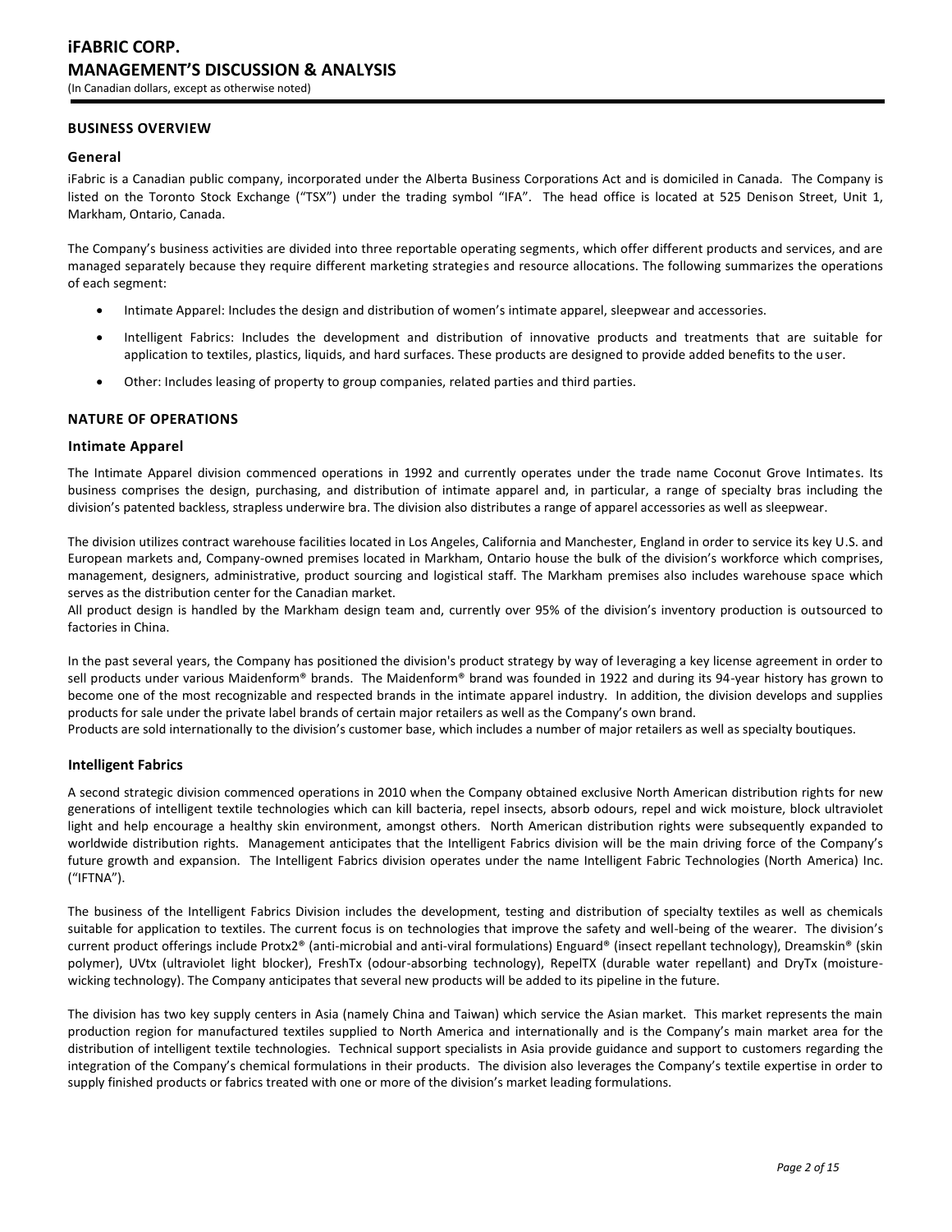## BUSINESS OVERVIEW

### General

iFabric is a Canadian public company, incorporated under the Alberta Business Corporations Act and is domiciled in Canada. The Company is listed on the Toronto Stock Exchange ("TSX") under the trading symbol "IFA". The head office is located at 525 Denison Street, Unit 1, Markham, Ontario, Canada.

The Company's business activities are divided into three reportable operating segments, which offer different products and services, and are managed separately because they require different marketing strategies and resource allocations. The following summarizes the operations of each segment:

- Intimate Apparel: Includes the design and distribution of women's intimate apparel, sleepwear and accessories.
- Intelligent Fabrics: Includes the development and distribution of innovative products and treatments that are suitable for application to textiles, plastics, liquids, and hard surfaces. These products are designed to provide added benefits to the user.
- Other: Includes leasing of property to group companies, related parties and third parties.

## NATURE OF OPERATIONS

### Intimate Apparel

The Intimate Apparel division commenced operations in 1992 and currently operates under the trade name Coconut Grove Intimates. Its business comprises the design, purchasing, and distribution of intimate apparel and, in particular, a range of specialty bras including the division's patented backless, strapless underwire bra. The division also distributes a range of apparel accessories as well as sleepwear.

The division utilizes contract warehouse facilities located in Los Angeles, California and Manchester, England in order to service its key U.S. and European markets and, Company-owned premises located in Markham, Ontario house the bulk of the division's workforce which comprises, management, designers, administrative, product sourcing and logistical staff. The Markham premises also includes warehouse space which serves as the distribution center for the Canadian market.

All product design is handled by the Markham design team and, currently over 95% of the division's inventory production is outsourced to factories in China.

In the past several years, the Company has positioned the division's product strategy by way of leveraging a key license agreement in order to sell products under various Maidenform® brands. The Maidenform® brand was founded in 1922 and during its 94-year history has grown to become one of the most recognizable and respected brands in the intimate apparel industry. In addition, the division develops and supplies products for sale under the private label brands of certain major retailers as well as the Company's own brand.

Products are sold internationally to the division's customer base, which includes a number of major retailers as well as specialty boutiques.

### Intelligent Fabrics

A second strategic division commenced operations in 2010 when the Company obtained exclusive North American distribution rights for new generations of intelligent textile technologies which can kill bacteria, repel insects, absorb odours, repel and wick moisture, block ultraviolet light and help encourage a healthy skin environment, amongst others. North American distribution rights were subsequently expanded to worldwide distribution rights. Management anticipates that the Intelligent Fabrics division will be the main driving force of the Company's future growth and expansion. The Intelligent Fabrics division operates under the name Intelligent Fabric Technologies (North America) Inc. ("IFTNA").

The business of the Intelligent Fabrics Division includes the development, testing and distribution of specialty textiles as well as chemicals suitable for application to textiles. The current focus is on technologies that improve the safety and well-being of the wearer. The division's current product offerings include Protx2® (anti-microbial and anti-viral formulations) Enguard® (insect repellant technology), Dreamskin® (skin polymer), UVtx (ultraviolet light blocker), FreshTx (odour-absorbing technology), RepelTX (durable water repellant) and DryTx (moisture-wicking technology). The Company anticipates that several new products will be added to its pipeline in the future.

The division has two key supply centers in Asia (namely China and Taiwan) which service the Asian market. This market represents the main production region for manufactured textiles supplied to North America and internationally and is the Company's main market area for the distribution of intelligent textile technologies. Technical support specialists in Asia provide guidance and support to customers regarding the integration of the Company's chemical formulations in their products. The division also leverages the Company's textile expertise in order to supply finished products or fabrics treated with one or more of the division's market leading formulations.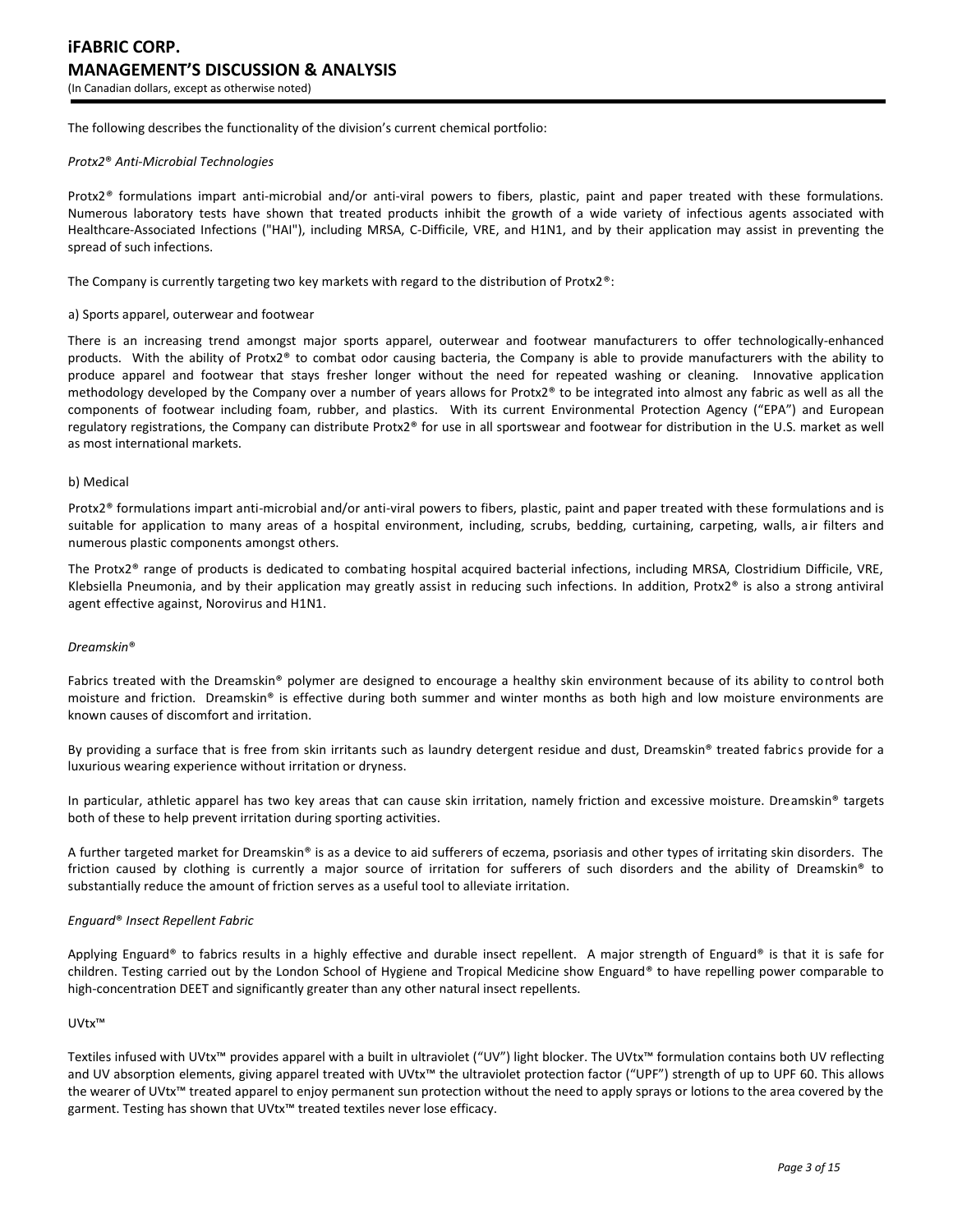The following describes the functionality of the division's current chemical portfolio:

*Protx2® Anti-Microbial Technologies*

Protx2® formulations impart anti-microbial and/or anti-viral powers to fibers, plastic, paint and paper treated with these formulations. Numerous laboratory tests have shown that treated products inhibit the growth of a wide variety of infectious agents associated with Healthcare-Associated Infections ("HAI"), including MRSA, C-Difficile, VRE, and H1N1, and by their application may assist in preventing the spread of such infections.

The Company is currently targeting two key markets with regard to the distribution of Protx2®:

a) Sports apparel, outerwear and footwear

There is an increasing trend amongst major sports apparel, outerwear and footwear manufacturers to offer technologically-enhanced products. With the ability of Protx2® to combat odor causing bacteria, the Company is able to provide manufacturers with the ability to produce apparel and footwear that stays fresher longer without the need for repeated washing or cleaning. Innovative application methodology developed by the Company over a number of years allows for Protx2® to be integrated into almost any fabric as well as all the components of footwear including foam, rubber, and plastics. With its current Environmental Protection Agency ("EPA") and European regulatory registrations, the Company can distribute Protx2® for use in all sportswear and footwear for distribution in the U.S. market as well as most international markets.

b) Medical

Protx2® formulations impart anti-microbial and/or anti-viral powers to fibers, plastic, paint and paper treated with these formulations and is suitable for application to many areas of a hospital environment, including, scrubs, bedding, curtaining, carpeting, walls, air filters and numerous plastic components amongst others.

The Protx2® range of products is dedicated to combating hospital acquired bacterial infections, including MRSA, Clostridium Difficile, VRE, Klebsiella Pneumonia, and by their application may greatly assist in reducing such infections. In addition, Protx2® is also a strong antiviral agent effective against, Norovirus and H1N1.

*Dreamskin®*

Fabrics treated with the Dreamskin® polymer are designed to encourage a healthy skin environment because of its ability to control both moisture and friction. Dreamskin® is effective during both summer and winter months as both high and low moisture environments are known causes of discomfort and irritation.

By providing a surface that is free from skin irritants such as laundry detergent residue and dust, Dreamskin® treated fabrics provide for a luxurious wearing experience without irritation or dryness.

In particular, athletic apparel has two key areas that can cause skin irritation, namely friction and excessive moisture. Dreamskin® targets both of these to help prevent irritation during sporting activities.

A further targeted market for Dreamskin® is as a device to aid sufferers of eczema, psoriasis and other types of irritating skin disorders. The friction caused by clothing is currently a major source of irritation for sufferers of such disorders and the ability of Dreamskin® to substantially reduce the amount of friction serves as a useful tool to alleviate irritation.

*Enguard® Insect Repellent Fabric*

Applying Enguard® to fabrics results in a highly effective and durable insect repellent. A major strength of Enguard® is that it is safe for children. Testing carried out by the London School of Hygiene and Tropical Medicine show Enguard® to have repelling power comparable to high-concentration DEET and significantly greater than any other natural insect repellents.

UVtx™

Textiles infused with UVtx™ provides apparel with a built in ultraviolet ("UV") light blocker. The UVtx™ formulation contains both UV reflecting and UV absorption elements, giving apparel treated with UVtx™ the ultraviolet protection factor ("UPF") strength of up to UPF 60. This allows the wearer of UVtx™ treated apparel to enjoy permanent sun protection without the need to apply sprays or lotions to the area covered by the garment. Testing has shown that UVtx™ treated textiles never lose efficacy.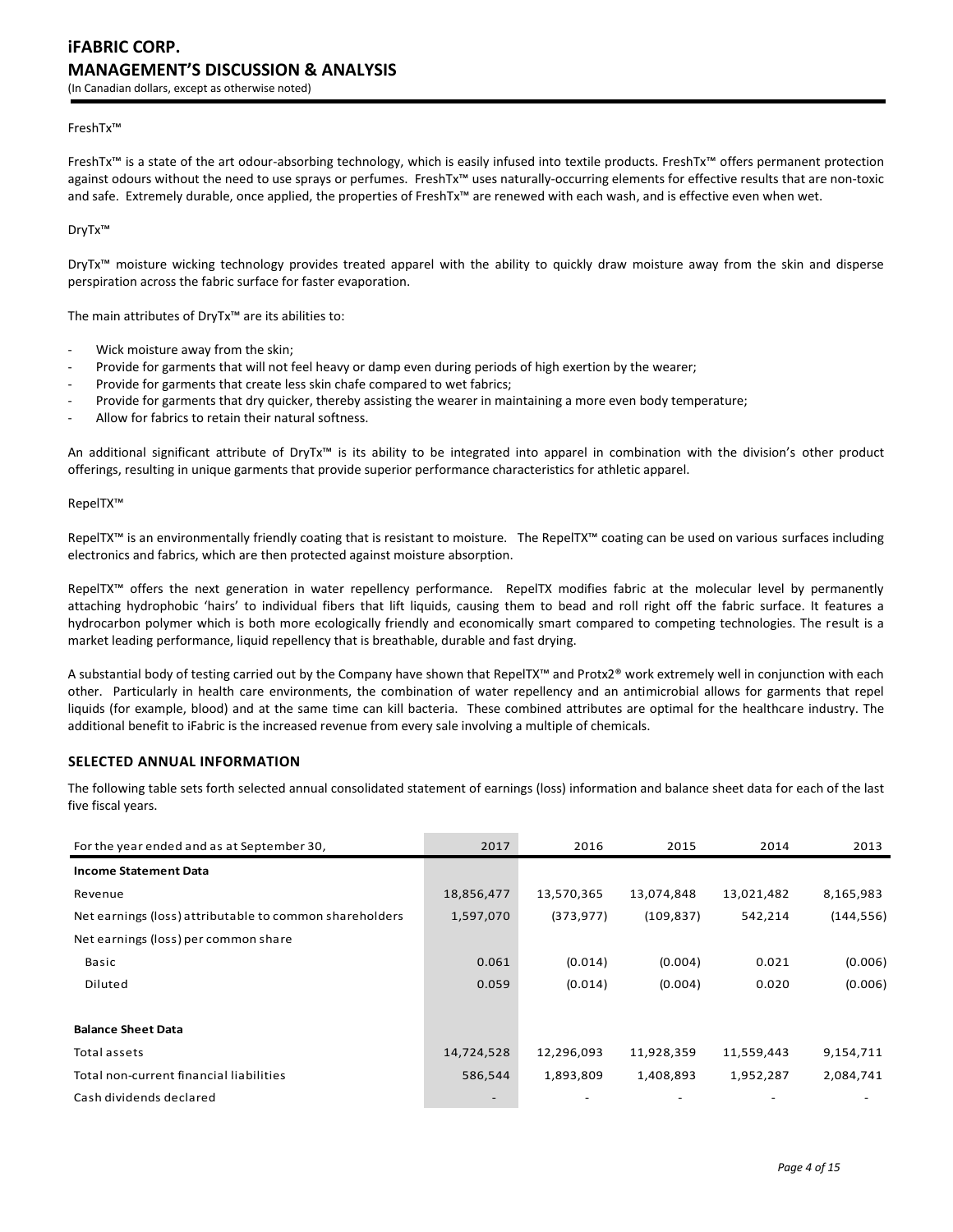FreshTx™

FreshTx™ is a state of the art odour-absorbing technology, which is easily infused into textile products. FreshTx™ offers permanent protection against odours without the need to use sprays or perfumes. FreshTx™ uses naturally-occurring elements for effective results that are non-toxic and safe. Extremely durable, once applied, the properties of FreshTx™ are renewed with each wash, and is effective even when wet.

DryTx™

DryTx™ moisture wicking technology provides treated apparel with the ability to quickly draw moisture away from the skin and disperse perspiration across the fabric surface for faster evaporation.

The main attributes of DryTx™ are its abilities to:

- Wick moisture away from the skin;
- Provide for garments that will not feel heavy or damp even during periods of high exertion by the wearer;
- Provide for garments that create less skin chafe compared to wet fabrics;
- Provide for garments that dry quicker, thereby assisting the wearer in maintaining a more even body temperature;
- Allow for fabrics to retain their natural softness.

An additional significant attribute of DryTx™ is its ability to be integrated into apparel in combination with the division's other product offerings, resulting in unique garments that provide superior performance characteristics for athletic apparel.

RepelTX™

RepelTX™ is an environmentally friendly coating that is resistant to moisture. The RepelTX™ coating can be used on various surfaces including electronics and fabrics, which are then protected against moisture absorption.

RepelTX™ offers the next generation in water repellency performance. RepelTX modifies fabric at the molecular level by permanently attaching hydrophobic 'hairs' to individual fibers that lift liquids, causing them to bead and roll right off the fabric surface. It features a hydrocarbon polymer which is both more ecologically friendly and economically smart compared to competing technologies. The result is a market leading performance, liquid repellency that is breathable, durable and fast drying.

A substantial body of testing carried out by the Company have shown that RepelTX™ and Protx2® work extremely well in conjunction with each other. Particularly in health care environments, the combination of water repellency and an antimicrobial allows for garments that repel liquids (for example, blood) and at the same time can kill bacteria. These combined attributes are optimal for the healthcare industry. The additional benefit to iFabric is the increased revenue from every sale involving a multiple of chemicals.

## SELECTED ANNUAL INFORMATION

The following table sets forth selected annual consolidated statement of earnings (loss) information and balance sheet data for each of the last five fiscal years.

| For the year ended and as at September 30, | 2017 | 2016 | 2015 | 2014 | 2013 |
|---|---|---|---|---|---|
| **Income Statement Data** | | | | | |
| Revenue | 18,856,477 | 13,570,365 | 13,074,848 | 13,021,482 | 8,165,983 |
| Net earnings (loss) attributable to common shareholders | 1,597,070 | (373,977) | (109,837) | 542,214 | (144,556) |
| Net earnings (loss) per common share | | | | | |
| Basic | 0.061 | (0.014) | (0.004) | 0.021 | (0.006) |
| Diluted | 0.059 | (0.014) | (0.004) | 0.020 | (0.006) |
| | | | | | |
| **Balance Sheet Data** | | | | | |
| Total assets | 14,724,528 | 12,296,093 | 11,928,359 | 11,559,443 | 9,154,711 |
| Total non-current financial liabilities | 586,544 | 1,893,809 | 1,408,893 | 1,952,287 | 2,084,741 |
| Cash dividends declared | - | - | - | - | - |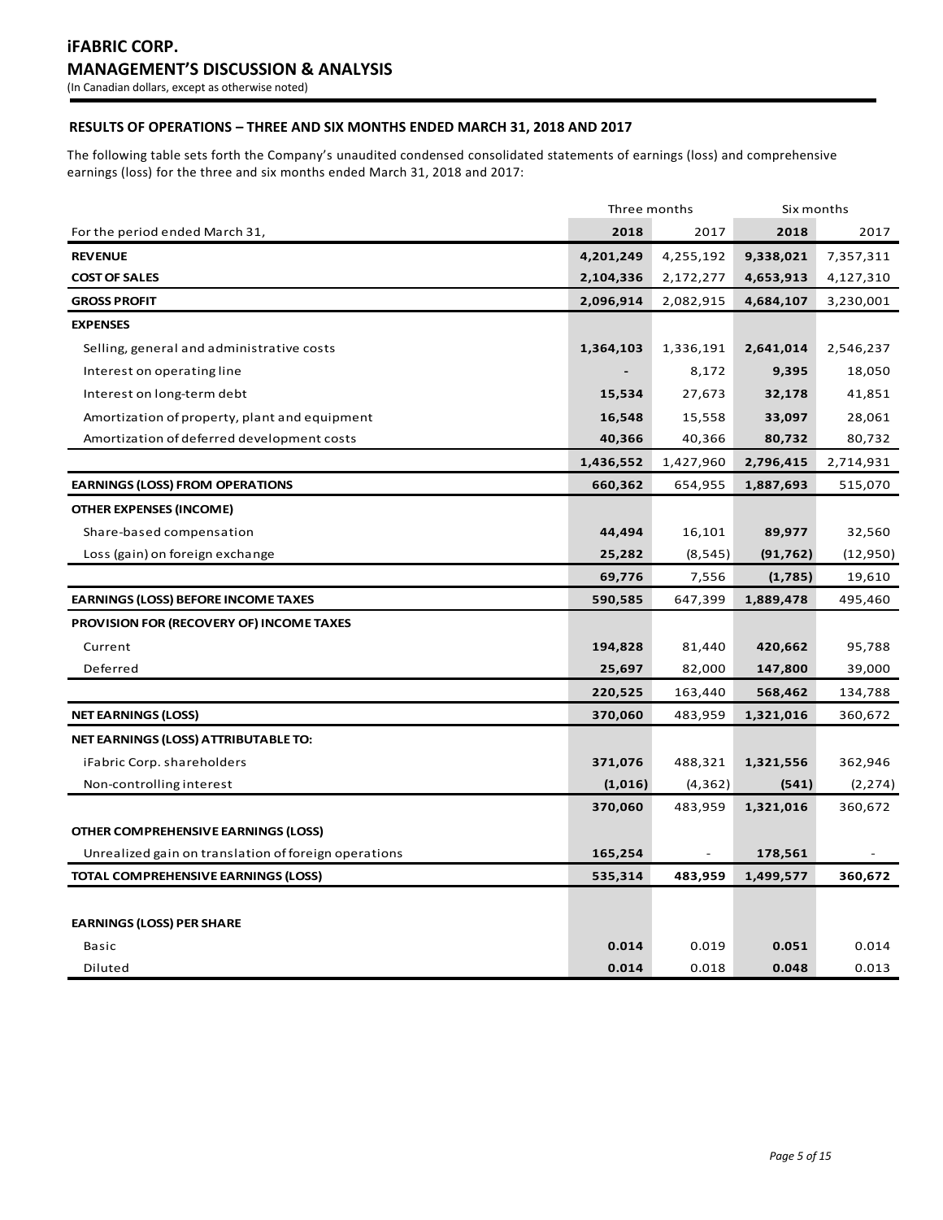**iFABRIC CORP.**
**MANAGEMENT'S DISCUSSION & ANALYSIS**
(In Canadian dollars, except as otherwise noted)

## RESULTS OF OPERATIONS – THREE AND SIX MONTHS ENDED MARCH 31, 2018 AND 2017

The following table sets forth the Company's unaudited condensed consolidated statements of earnings (loss) and comprehensive earnings (loss) for the three and six months ended March 31, 2018 and 2017:

| | Three months | | Six months | |
|---|---|---|---|---|
| For the period ended March 31, | **2018** | 2017 | **2018** | 2017 |
| **REVENUE** | **4,201,249** | 4,255,192 | **9,338,021** | 7,357,311 |
| **COST OF SALES** | **2,104,336** | 2,172,277 | **4,653,913** | 4,127,310 |
| **GROSS PROFIT** | **2,096,914** | 2,082,915 | **4,684,107** | 3,230,001 |
| **EXPENSES** | | | | |
| Selling, general and administrative costs | **1,364,103** | 1,336,191 | **2,641,014** | 2,546,237 |
| Interest on operating line | **-** | 8,172 | **9,395** | 18,050 |
| Interest on long-term debt | **15,534** | 27,673 | **32,178** | 41,851 |
| Amortization of property, plant and equipment | **16,548** | 15,558 | **33,097** | 28,061 |
| Amortization of deferred development costs | **40,366** | 40,366 | **80,732** | 80,732 |
| | **1,436,552** | 1,427,960 | **2,796,415** | 2,714,931 |
| **EARNINGS (LOSS) FROM OPERATIONS** | **660,362** | 654,955 | **1,887,693** | 515,070 |
| **OTHER EXPENSES (INCOME)** | | | | |
| Share-based compensation | **44,494** | 16,101 | **89,977** | 32,560 |
| Loss (gain) on foreign exchange | **25,282** | (8,545) | **(91,762)** | (12,950) |
| | **69,776** | 7,556 | **(1,785)** | 19,610 |
| **EARNINGS (LOSS) BEFORE INCOME TAXES** | **590,585** | 647,399 | **1,889,478** | 495,460 |
| **PROVISION FOR (RECOVERY OF) INCOME TAXES** | | | | |
| Current | **194,828** | 81,440 | **420,662** | 95,788 |
| Deferred | **25,697** | 82,000 | **147,800** | 39,000 |
| | **220,525** | 163,440 | **568,462** | 134,788 |
| **NET EARNINGS (LOSS)** | **370,060** | 483,959 | **1,321,016** | 360,672 |
| **NET EARNINGS (LOSS) ATTRIBUTABLE TO:** | | | | |
| iFabric Corp. shareholders | **371,076** | 488,321 | **1,321,556** | 362,946 |
| Non-controlling interest | **(1,016)** | (4,362) | **(541)** | (2,274) |
| | **370,060** | 483,959 | **1,321,016** | 360,672 |
| **OTHER COMPREHENSIVE EARNINGS (LOSS)** | | | | |
| Unrealized gain on translation of foreign operations | **165,254** | - | **178,561** | - |
| **TOTAL COMPREHENSIVE EARNINGS (LOSS)** | **535,314** | **483,959** | **1,499,577** | **360,672** |
| | | | | |
| **EARNINGS (LOSS) PER SHARE** | | | | |
| Basic | **0.014** | 0.019 | **0.051** | 0.014 |
| Diluted | **0.014** | 0.018 | **0.048** | 0.013 |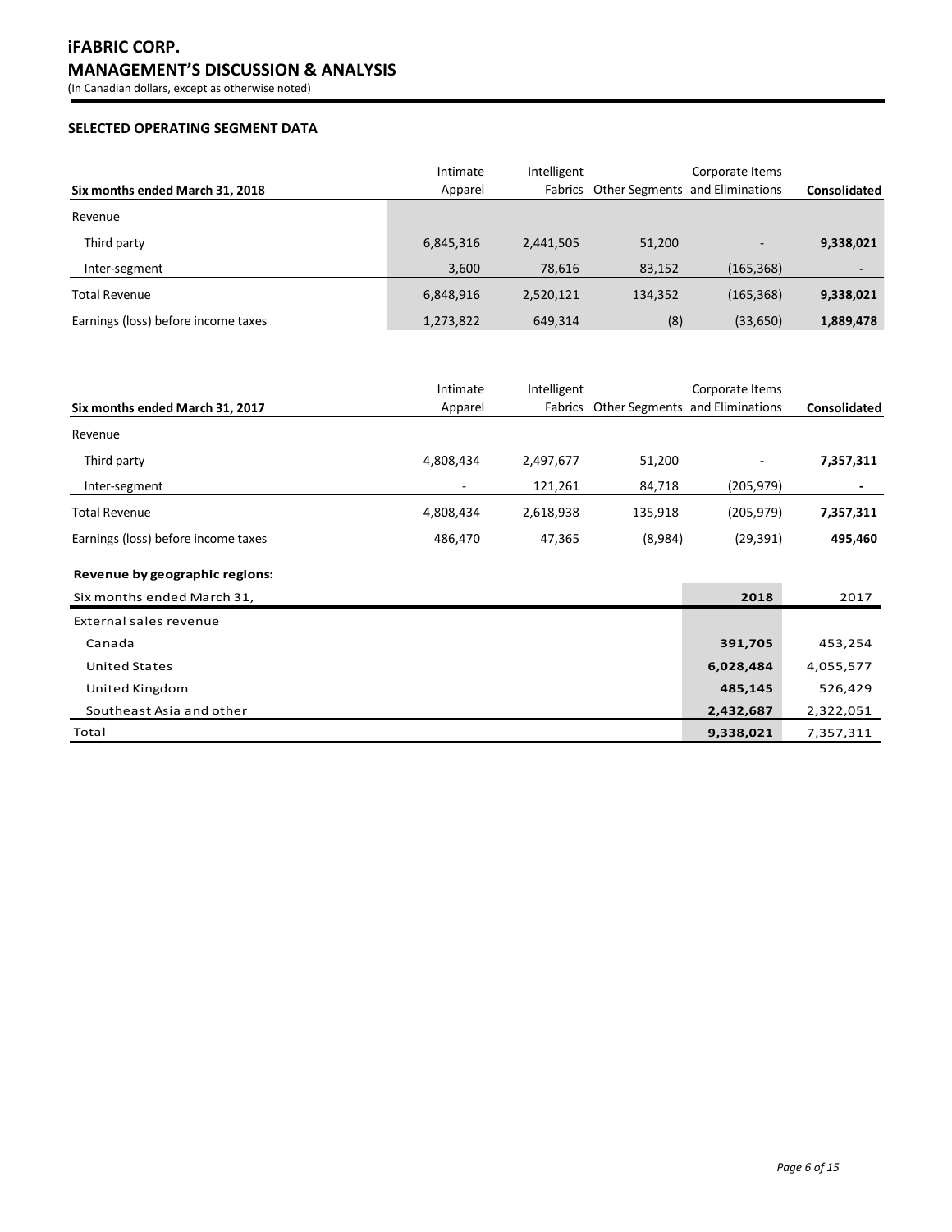## SELECTED OPERATING SEGMENT DATA

| Six months ended March 31, 2018 | Intimate Apparel | Intelligent Fabrics | Other Segments | Corporate Items and Eliminations | Consolidated |
|---|---|---|---|---|---|
| Revenue | | | | | |
| Third party | 6,845,316 | 2,441,505 | 51,200 | - | **9,338,021** |
| Inter-segment | 3,600 | 78,616 | 83,152 | (165,368) | **-** |
| Total Revenue | 6,848,916 | 2,520,121 | 134,352 | (165,368) | **9,338,021** |
| Earnings (loss) before income taxes | 1,273,822 | 649,314 | (8) | (33,650) | **1,889,478** |

| Six months ended March 31, 2017 | Intimate Apparel | Intelligent Fabrics | Other Segments | Corporate Items and Eliminations | Consolidated |
|---|---|---|---|---|---|
| Revenue | | | | | |
| Third party | 4,808,434 | 2,497,677 | 51,200 | - | **7,357,311** |
| Inter-segment | - | 121,261 | 84,718 | (205,979) | **-** |
| Total Revenue | 4,808,434 | 2,618,938 | 135,918 | (205,979) | **7,357,311** |
| Earnings (loss) before income taxes | 486,470 | 47,365 | (8,984) | (29,391) | **495,460** |

**Revenue by geographic regions:**

| Six months ended March 31, | 2018 | 2017 |
|---|---|---|
| External sales revenue | | |
| Canada | **391,705** | 453,254 |
| United States | **6,028,484** | 4,055,577 |
| United Kingdom | **485,145** | 526,429 |
| Southeast Asia and other | **2,432,687** | 2,322,051 |
| Total | **9,338,021** | 7,357,311 |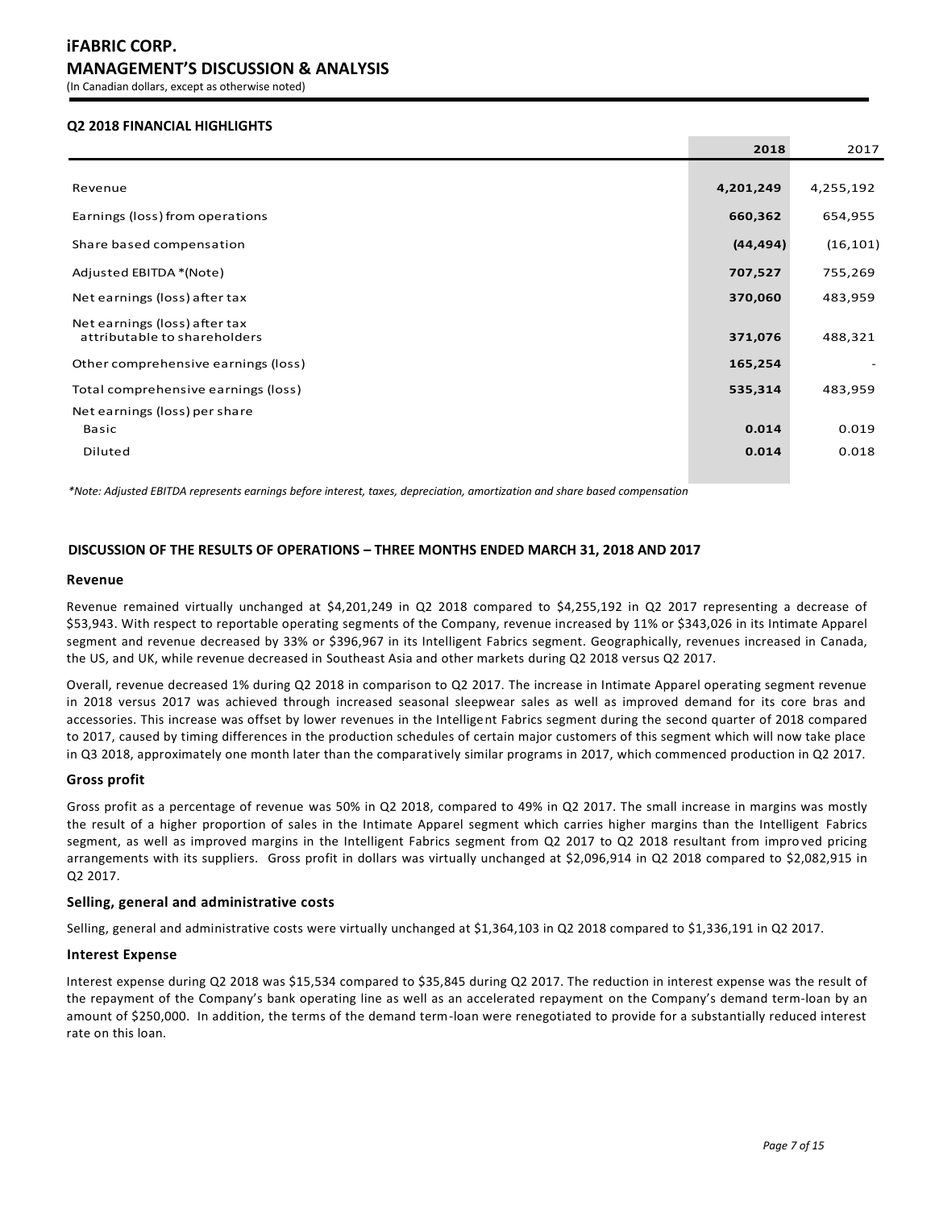# iFABRIC CORP.
## MANAGEMENT'S DISCUSSION & ANALYSIS
(In Canadian dollars, except as otherwise noted)

### Q2 2018 FINANCIAL HIGHLIGHTS

| | 2018 | 2017 |
|---|---|---|
| Revenue | **4,201,249** | 4,255,192 |
| Earnings (loss) from operations | **660,362** | 654,955 |
| Share based compensation | **(44,494)** | (16,101) |
| Adjusted EBITDA *(Note) | **707,527** | 755,269 |
| Net earnings (loss) after tax | **370,060** | 483,959 |
| Net earnings (loss) after tax attributable to shareholders | **371,076** | 488,321 |
| Other comprehensive earnings (loss) | **165,254** | - |
| Total comprehensive earnings (loss) | **535,314** | 483,959 |
| Net earnings (loss) per share | | |
| Basic | **0.014** | 0.019 |
| Diluted | **0.014** | 0.018 |

*\*Note: Adjusted EBITDA represents earnings before interest, taxes, depreciation, amortization and share based compensation*

### DISCUSSION OF THE RESULTS OF OPERATIONS – THREE MONTHS ENDED MARCH 31, 2018 AND 2017

#### Revenue

Revenue remained virtually unchanged at $4,201,249 in Q2 2018 compared to $4,255,192 in Q2 2017 representing a decrease of $53,943. With respect to reportable operating segments of the Company, revenue increased by 11% or $343,026 in its Intimate Apparel segment and revenue decreased by 33% or $396,967 in its Intelligent Fabrics segment. Geographically, revenues increased in Canada, the US, and UK, while revenue decreased in Southeast Asia and other markets during Q2 2018 versus Q2 2017.

Overall, revenue decreased 1% during Q2 2018 in comparison to Q2 2017. The increase in Intimate Apparel operating segment revenue in 2018 versus 2017 was achieved through increased seasonal sleepwear sales as well as improved demand for its core bras and accessories. This increase was offset by lower revenues in the Intelligent Fabrics segment during the second quarter of 2018 compared to 2017, caused by timing differences in the production schedules of certain major customers of this segment which will now take place in Q3 2018, approximately one month later than the comparatively similar programs in 2017, which commenced production in Q2 2017.

#### Gross profit

Gross profit as a percentage of revenue was 50% in Q2 2018, compared to 49% in Q2 2017. The small increase in margins was mostly the result of a higher proportion of sales in the Intimate Apparel segment which carries higher margins than the Intelligent Fabrics segment, as well as improved margins in the Intelligent Fabrics segment from Q2 2017 to Q2 2018 resultant from improved pricing arrangements with its suppliers. Gross profit in dollars was virtually unchanged at $2,096,914 in Q2 2018 compared to $2,082,915 in Q2 2017.

#### Selling, general and administrative costs

Selling, general and administrative costs were virtually unchanged at $1,364,103 in Q2 2018 compared to $1,336,191 in Q2 2017.

#### Interest Expense

Interest expense during Q2 2018 was $15,534 compared to $35,845 during Q2 2017. The reduction in interest expense was the result of the repayment of the Company's bank operating line as well as an accelerated repayment on the Company's demand term-loan by an amount of $250,000. In addition, the terms of the demand term-loan were renegotiated to provide for a substantially reduced interest rate on this loan.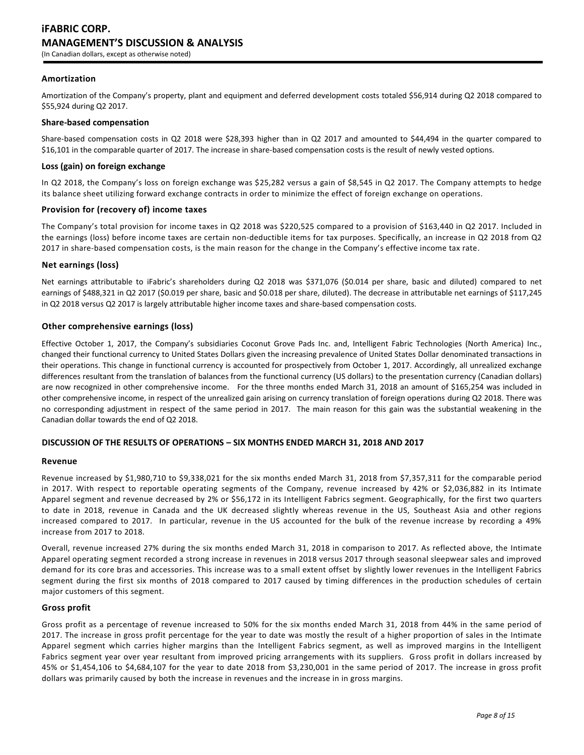### Amortization

Amortization of the Company's property, plant and equipment and deferred development costs totaled $56,914 during Q2 2018 compared to $55,924 during Q2 2017.

### Share-based compensation

Share-based compensation costs in Q2 2018 were $28,393 higher than in Q2 2017 and amounted to $44,494 in the quarter compared to $16,101 in the comparable quarter of 2017. The increase in share-based compensation costs is the result of newly vested options.

### Loss (gain) on foreign exchange

In Q2 2018, the Company's loss on foreign exchange was $25,282 versus a gain of $8,545 in Q2 2017. The Company attempts to hedge its balance sheet utilizing forward exchange contracts in order to minimize the effect of foreign exchange on operations.

### Provision for (recovery of) income taxes

The Company's total provision for income taxes in Q2 2018 was $220,525 compared to a provision of $163,440 in Q2 2017. Included in the earnings (loss) before income taxes are certain non-deductible items for tax purposes. Specifically, an increase in Q2 2018 from Q2 2017 in share-based compensation costs, is the main reason for the change in the Company's effective income tax rate.

### Net earnings (loss)

Net earnings attributable to iFabric's shareholders during Q2 2018 was $371,076 ($0.014 per share, basic and diluted) compared to net earnings of $488,321 in Q2 2017 ($0.019 per share, basic and $0.018 per share, diluted). The decrease in attributable net earnings of $117,245 in Q2 2018 versus Q2 2017 is largely attributable higher income taxes and share-based compensation costs.

### Other comprehensive earnings (loss)

Effective October 1, 2017, the Company's subsidiaries Coconut Grove Pads Inc. and, Intelligent Fabric Technologies (North America) Inc., changed their functional currency to United States Dollars given the increasing prevalence of United States Dollar denominated transactions in their operations. This change in functional currency is accounted for prospectively from October 1, 2017. Accordingly, all unrealized exchange differences resultant from the translation of balances from the functional currency (US dollars) to the presentation currency (Canadian dollars) are now recognized in other comprehensive income. For the three months ended March 31, 2018 an amount of $165,254 was included in other comprehensive income, in respect of the unrealized gain arising on currency translation of foreign operations during Q2 2018. There was no corresponding adjustment in respect of the same period in 2017. The main reason for this gain was the substantial weakening in the Canadian dollar towards the end of Q2 2018.

## DISCUSSION OF THE RESULTS OF OPERATIONS – SIX MONTHS ENDED MARCH 31, 2018 AND 2017

### Revenue

Revenue increased by $1,980,710 to $9,338,021 for the six months ended March 31, 2018 from $7,357,311 for the comparable period in 2017. With respect to reportable operating segments of the Company, revenue increased by 42% or $2,036,882 in its Intimate Apparel segment and revenue decreased by 2% or $56,172 in its Intelligent Fabrics segment. Geographically, for the first two quarters to date in 2018, revenue in Canada and the UK decreased slightly whereas revenue in the US, Southeast Asia and other regions increased compared to 2017. In particular, revenue in the US accounted for the bulk of the revenue increase by recording a 49% increase from 2017 to 2018.

Overall, revenue increased 27% during the six months ended March 31, 2018 in comparison to 2017. As reflected above, the Intimate Apparel operating segment recorded a strong increase in revenues in 2018 versus 2017 through seasonal sleepwear sales and improved demand for its core bras and accessories. This increase was to a small extent offset by slightly lower revenues in the Intelligent Fabrics segment during the first six months of 2018 compared to 2017 caused by timing differences in the production schedules of certain major customers of this segment.

### Gross profit

Gross profit as a percentage of revenue increased to 50% for the six months ended March 31, 2018 from 44% in the same period of 2017. The increase in gross profit percentage for the year to date was mostly the result of a higher proportion of sales in the Intimate Apparel segment which carries higher margins than the Intelligent Fabrics segment, as well as improved margins in the Intelligent Fabrics segment year over year resultant from improved pricing arrangements with its suppliers. Gross profit in dollars increased by 45% or $1,454,106 to $4,684,107 for the year to date 2018 from $3,230,001 in the same period of 2017. The increase in gross profit dollars was primarily caused by both the increase in revenues and the increase in in gross margins.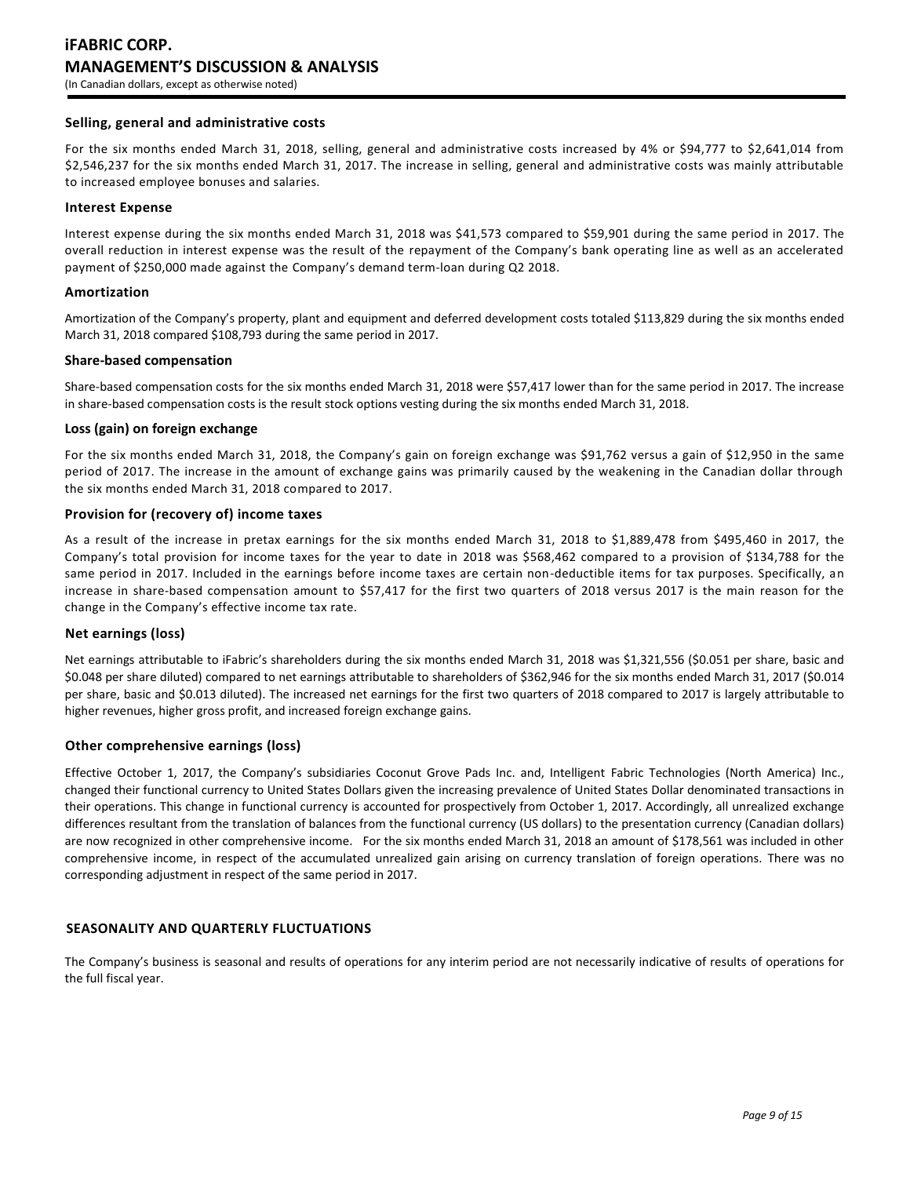### Selling, general and administrative costs

For the six months ended March 31, 2018, selling, general and administrative costs increased by 4% or $94,777 to $2,641,014 from $2,546,237 for the six months ended March 31, 2017. The increase in selling, general and administrative costs was mainly attributable to increased employee bonuses and salaries.

### Interest Expense

Interest expense during the six months ended March 31, 2018 was $41,573 compared to $59,901 during the same period in 2017. The overall reduction in interest expense was the result of the repayment of the Company's bank operating line as well as an accelerated payment of $250,000 made against the Company's demand term-loan during Q2 2018.

### Amortization

Amortization of the Company's property, plant and equipment and deferred development costs totaled $113,829 during the six months ended March 31, 2018 compared $108,793 during the same period in 2017.

### Share-based compensation

Share-based compensation costs for the six months ended March 31, 2018 were $57,417 lower than for the same period in 2017. The increase in share-based compensation costs is the result stock options vesting during the six months ended March 31, 2018.

### Loss (gain) on foreign exchange

For the six months ended March 31, 2018, the Company's gain on foreign exchange was $91,762 versus a gain of $12,950 in the same period of 2017. The increase in the amount of exchange gains was primarily caused by the weakening in the Canadian dollar through the six months ended March 31, 2018 compared to 2017.

### Provision for (recovery of) income taxes

As a result of the increase in pretax earnings for the six months ended March 31, 2018 to $1,889,478 from $495,460 in 2017, the Company's total provision for income taxes for the year to date in 2018 was $568,462 compared to a provision of $134,788 for the same period in 2017. Included in the earnings before income taxes are certain non-deductible items for tax purposes. Specifically, an increase in share-based compensation amount to $57,417 for the first two quarters of 2018 versus 2017 is the main reason for the change in the Company's effective income tax rate.

### Net earnings (loss)

Net earnings attributable to iFabric's shareholders during the six months ended March 31, 2018 was $1,321,556 ($0.051 per share, basic and $0.048 per share diluted) compared to net earnings attributable to shareholders of $362,946 for the six months ended March 31, 2017 ($0.014 per share, basic and $0.013 diluted). The increased net earnings for the first two quarters of 2018 compared to 2017 is largely attributable to higher revenues, higher gross profit, and increased foreign exchange gains.

### Other comprehensive earnings (loss)

Effective October 1, 2017, the Company's subsidiaries Coconut Grove Pads Inc. and, Intelligent Fabric Technologies (North America) Inc., changed their functional currency to United States Dollars given the increasing prevalence of United States Dollar denominated transactions in their operations. This change in functional currency is accounted for prospectively from October 1, 2017. Accordingly, all unrealized exchange differences resultant from the translation of balances from the functional currency (US dollars) to the presentation currency (Canadian dollars) are now recognized in other comprehensive income. For the six months ended March 31, 2018 an amount of $178,561 was included in other comprehensive income, in respect of the accumulated unrealized gain arising on currency translation of foreign operations. There was no corresponding adjustment in respect of the same period in 2017.

## SEASONALITY AND QUARTERLY FLUCTUATIONS

The Company's business is seasonal and results of operations for any interim period are not necessarily indicative of results of operations for the full fiscal year.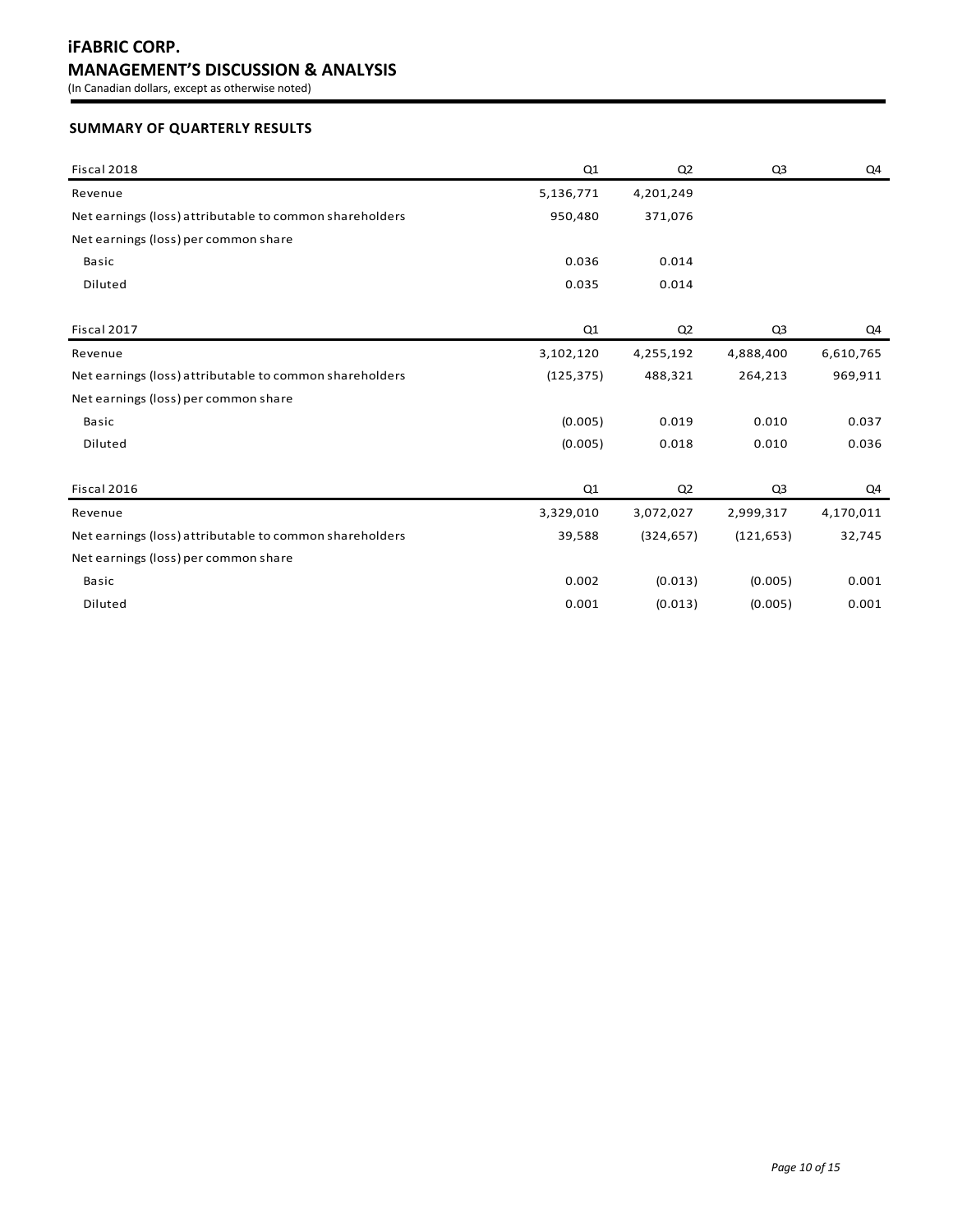## SUMMARY OF QUARTERLY RESULTS

| Fiscal 2018 | Q1 | Q2 | Q3 | Q4 |
|---|---|---|---|---|
| Revenue | 5,136,771 | 4,201,249 | | |
| Net earnings (loss) attributable to common shareholders | 950,480 | 371,076 | | |
| Net earnings (loss) per common share | | | | |
| Basic | 0.036 | 0.014 | | |
| Diluted | 0.035 | 0.014 | | |

| Fiscal 2017 | Q1 | Q2 | Q3 | Q4 |
|---|---|---|---|---|
| Revenue | 3,102,120 | 4,255,192 | 4,888,400 | 6,610,765 |
| Net earnings (loss) attributable to common shareholders | (125,375) | 488,321 | 264,213 | 969,911 |
| Net earnings (loss) per common share | | | | |
| Basic | (0.005) | 0.019 | 0.010 | 0.037 |
| Diluted | (0.005) | 0.018 | 0.010 | 0.036 |

| Fiscal 2016 | Q1 | Q2 | Q3 | Q4 |
|---|---|---|---|---|
| Revenue | 3,329,010 | 3,072,027 | 2,999,317 | 4,170,011 |
| Net earnings (loss) attributable to common shareholders | 39,588 | (324,657) | (121,653) | 32,745 |
| Net earnings (loss) per common share | | | | |
| Basic | 0.002 | (0.013) | (0.005) | 0.001 |
| Diluted | 0.001 | (0.013) | (0.005) | 0.001 |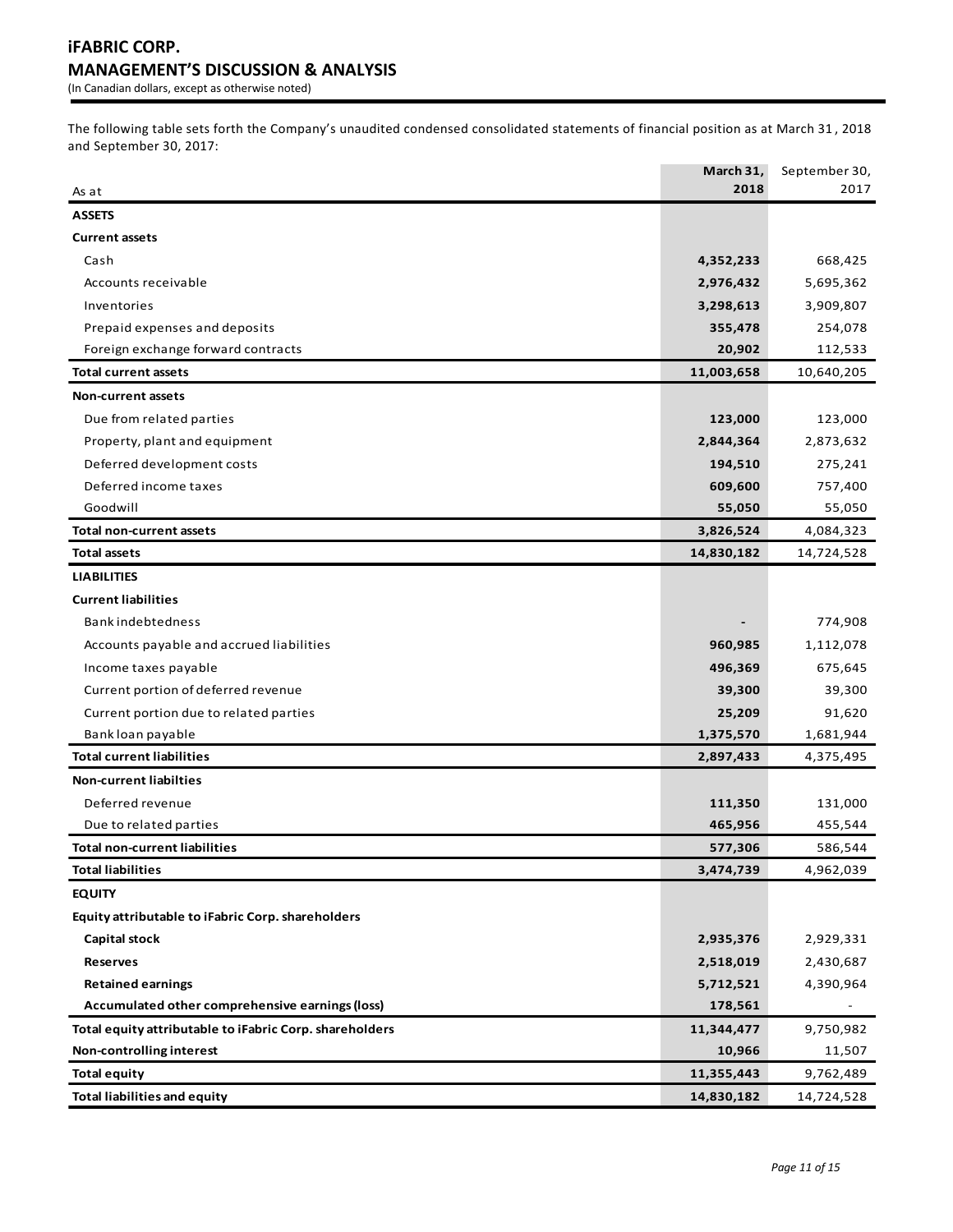The following table sets forth the Company's unaudited condensed consolidated statements of financial position as at March 31 , 2018 and September 30, 2017:

| As at | March 31, 2018 | September 30, 2017 |
|---|---|---|
| **ASSETS** | | |
| **Current assets** | | |
| Cash | **4,352,233** | 668,425 |
| Accounts receivable | **2,976,432** | 5,695,362 |
| Inventories | **3,298,613** | 3,909,807 |
| Prepaid expenses and deposits | **355,478** | 254,078 |
| Foreign exchange forward contracts | **20,902** | 112,533 |
| **Total current assets** | **11,003,658** | 10,640,205 |
| **Non-current assets** | | |
| Due from related parties | **123,000** | 123,000 |
| Property, plant and equipment | **2,844,364** | 2,873,632 |
| Deferred development costs | **194,510** | 275,241 |
| Deferred income taxes | **609,600** | 757,400 |
| Goodwill | **55,050** | 55,050 |
| **Total non-current assets** | **3,826,524** | 4,084,323 |
| **Total assets** | **14,830,182** | 14,724,528 |
| **LIABILITIES** | | |
| **Current liabilities** | | |
| Bank indebtedness | **-** | 774,908 |
| Accounts payable and accrued liabilities | **960,985** | 1,112,078 |
| Income taxes payable | **496,369** | 675,645 |
| Current portion of deferred revenue | **39,300** | 39,300 |
| Current portion due to related parties | **25,209** | 91,620 |
| Bank loan payable | **1,375,570** | 1,681,944 |
| **Total current liabilities** | **2,897,433** | 4,375,495 |
| **Non-current liabilties** | | |
| Deferred revenue | **111,350** | 131,000 |
| Due to related parties | **465,956** | 455,544 |
| **Total non-current liabilities** | **577,306** | 586,544 |
| **Total liabilities** | **3,474,739** | 4,962,039 |
| **EQUITY** | | |
| **Equity attributable to iFabric Corp. shareholders** | | |
| **Capital stock** | **2,935,376** | 2,929,331 |
| **Reserves** | **2,518,019** | 2,430,687 |
| **Retained earnings** | **5,712,521** | 4,390,964 |
| **Accumulated other comprehensive earnings (loss)** | **178,561** | - |
| **Total equity attributable to iFabric Corp. shareholders** | **11,344,477** | 9,750,982 |
| **Non-controlling interest** | **10,966** | 11,507 |
| **Total equity** | **11,355,443** | 9,762,489 |
| **Total liabilities and equity** | **14,830,182** | 14,724,528 |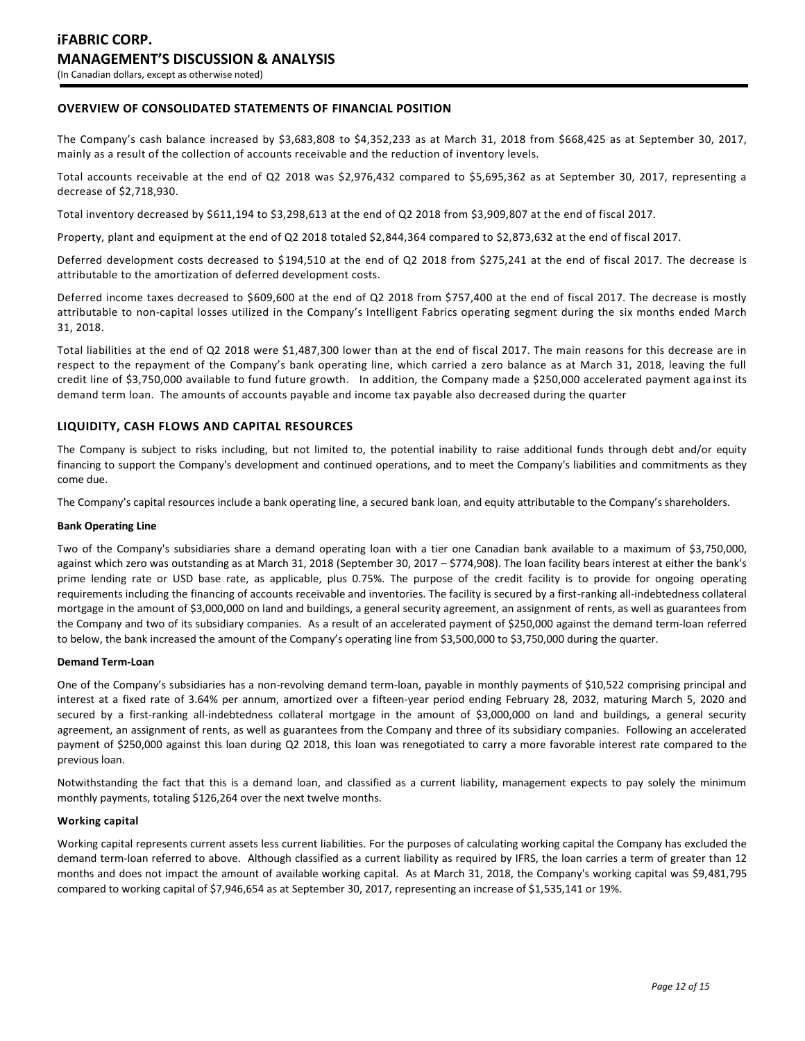## OVERVIEW OF CONSOLIDATED STATEMENTS OF FINANCIAL POSITION

The Company's cash balance increased by $3,683,808 to $4,352,233 as at March 31, 2018 from $668,425 as at September 30, 2017, mainly as a result of the collection of accounts receivable and the reduction of inventory levels.

Total accounts receivable at the end of Q2 2018 was $2,976,432 compared to $5,695,362 as at September 30, 2017, representing a decrease of $2,718,930.

Total inventory decreased by $611,194 to $3,298,613 at the end of Q2 2018 from $3,909,807 at the end of fiscal 2017.

Property, plant and equipment at the end of Q2 2018 totaled $2,844,364 compared to $2,873,632 at the end of fiscal 2017.

Deferred development costs decreased to $194,510 at the end of Q2 2018 from $275,241 at the end of fiscal 2017. The decrease is attributable to the amortization of deferred development costs.

Deferred income taxes decreased to $609,600 at the end of Q2 2018 from $757,400 at the end of fiscal 2017. The decrease is mostly attributable to non-capital losses utilized in the Company's Intelligent Fabrics operating segment during the six months ended March 31, 2018.

Total liabilities at the end of Q2 2018 were $1,487,300 lower than at the end of fiscal 2017. The main reasons for this decrease are in respect to the repayment of the Company's bank operating line, which carried a zero balance as at March 31, 2018, leaving the full credit line of $3,750,000 available to fund future growth. In addition, the Company made a $250,000 accelerated payment against its demand term loan. The amounts of accounts payable and income tax payable also decreased during the quarter

## LIQUIDITY, CASH FLOWS AND CAPITAL RESOURCES

The Company is subject to risks including, but not limited to, the potential inability to raise additional funds through debt and/or equity financing to support the Company's development and continued operations, and to meet the Company's liabilities and commitments as they come due.

The Company's capital resources include a bank operating line, a secured bank loan, and equity attributable to the Company's shareholders.

**Bank Operating Line**

Two of the Company's subsidiaries share a demand operating loan with a tier one Canadian bank available to a maximum of $3,750,000, against which zero was outstanding as at March 31, 2018 (September 30, 2017 – $774,908). The loan facility bears interest at either the bank's prime lending rate or USD base rate, as applicable, plus 0.75%. The purpose of the credit facility is to provide for ongoing operating requirements including the financing of accounts receivable and inventories. The facility is secured by a first-ranking all-indebtedness collateral mortgage in the amount of $3,000,000 on land and buildings, a general security agreement, an assignment of rents, as well as guarantees from the Company and two of its subsidiary companies. As a result of an accelerated payment of $250,000 against the demand term-loan referred to below, the bank increased the amount of the Company's operating line from $3,500,000 to $3,750,000 during the quarter.

**Demand Term-Loan**

One of the Company's subsidiaries has a non-revolving demand term-loan, payable in monthly payments of $10,522 comprising principal and interest at a fixed rate of 3.64% per annum, amortized over a fifteen-year period ending February 28, 2032, maturing March 5, 2020 and secured by a first-ranking all-indebtedness collateral mortgage in the amount of $3,000,000 on land and buildings, a general security agreement, an assignment of rents, as well as guarantees from the Company and three of its subsidiary companies. Following an accelerated payment of $250,000 against this loan during Q2 2018, this loan was renegotiated to carry a more favorable interest rate compared to the previous loan.

Notwithstanding the fact that this is a demand loan, and classified as a current liability, management expects to pay solely the minimum monthly payments, totaling $126,264 over the next twelve months.

**Working capital**

Working capital represents current assets less current liabilities. For the purposes of calculating working capital the Company has excluded the demand term-loan referred to above. Although classified as a current liability as required by IFRS, the loan carries a term of greater than 12 months and does not impact the amount of available working capital. As at March 31, 2018, the Company's working capital was $9,481,795 compared to working capital of $7,946,654 as at September 30, 2017, representing an increase of $1,535,141 or 19%.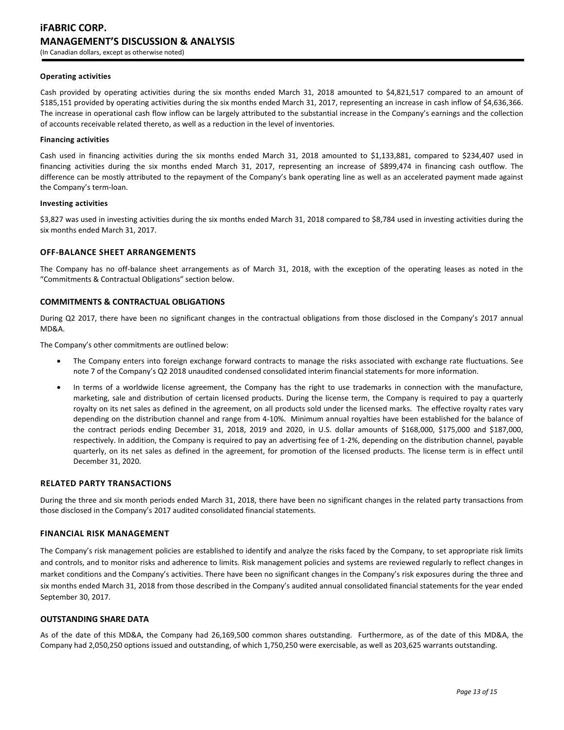#### Operating activities

Cash provided by operating activities during the six months ended March 31, 2018 amounted to $4,821,517 compared to an amount of $185,151 provided by operating activities during the six months ended March 31, 2017, representing an increase in cash inflow of $4,636,366. The increase in operational cash flow inflow can be largely attributed to the substantial increase in the Company's earnings and the collection of accounts receivable related thereto, as well as a reduction in the level of inventories.

#### Financing activities

Cash used in financing activities during the six months ended March 31, 2018 amounted to $1,133,881, compared to $234,407 used in financing activities during the six months ended March 31, 2017, representing an increase of $899,474 in financing cash outflow. The difference can be mostly attributed to the repayment of the Company's bank operating line as well as an accelerated payment made against the Company's term-loan.

#### Investing activities

$3,827 was used in investing activities during the six months ended March 31, 2018 compared to $8,784 used in investing activities during the six months ended March 31, 2017.

## OFF-BALANCE SHEET ARRANGEMENTS

The Company has no off-balance sheet arrangements as of March 31, 2018, with the exception of the operating leases as noted in the "Commitments & Contractual Obligations" section below.

## COMMITMENTS & CONTRACTUAL OBLIGATIONS

During Q2 2017, there have been no significant changes in the contractual obligations from those disclosed in the Company's 2017 annual MD&A.

The Company's other commitments are outlined below:

- The Company enters into foreign exchange forward contracts to manage the risks associated with exchange rate fluctuations. See note 7 of the Company's Q2 2018 unaudited condensed consolidated interim financial statements for more information.
- In terms of a worldwide license agreement, the Company has the right to use trademarks in connection with the manufacture, marketing, sale and distribution of certain licensed products. During the license term, the Company is required to pay a quarterly royalty on its net sales as defined in the agreement, on all products sold under the licensed marks. The effective royalty rates vary depending on the distribution channel and range from 4-10%. Minimum annual royalties have been established for the balance of the contract periods ending December 31, 2018, 2019 and 2020, in U.S. dollar amounts of $168,000, $175,000 and $187,000, respectively. In addition, the Company is required to pay an advertising fee of 1-2%, depending on the distribution channel, payable quarterly, on its net sales as defined in the agreement, for promotion of the licensed products. The license term is in effect until December 31, 2020.

## RELATED PARTY TRANSACTIONS

During the three and six month periods ended March 31, 2018, there have been no significant changes in the related party transactions from those disclosed in the Company's 2017 audited consolidated financial statements.

## FINANCIAL RISK MANAGEMENT

The Company's risk management policies are established to identify and analyze the risks faced by the Company, to set appropriate risk limits and controls, and to monitor risks and adherence to limits. Risk management policies and systems are reviewed regularly to reflect changes in market conditions and the Company's activities. There have been no significant changes in the Company's risk exposures during the three and six months ended March 31, 2018 from those described in the Company's audited annual consolidated financial statements for the year ended September 30, 2017.

## OUTSTANDING SHARE DATA

As of the date of this MD&A, the Company had 26,169,500 common shares outstanding. Furthermore, as of the date of this MD&A, the Company had 2,050,250 options issued and outstanding, of which 1,750,250 were exercisable, as well as 203,625 warrants outstanding.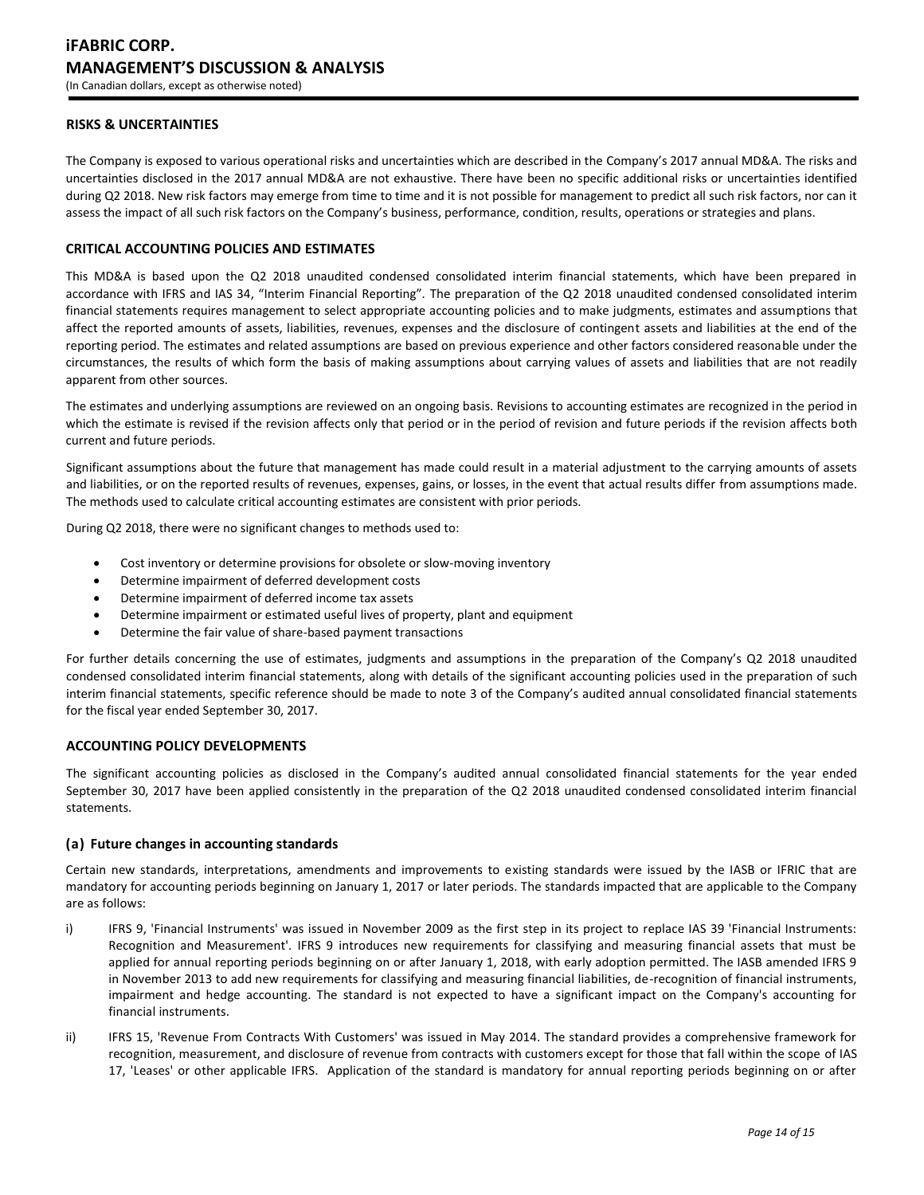## RISKS & UNCERTAINTIES

The Company is exposed to various operational risks and uncertainties which are described in the Company's 2017 annual MD&A. The risks and uncertainties disclosed in the 2017 annual MD&A are not exhaustive. There have been no specific additional risks or uncertainties identified during Q2 2018. New risk factors may emerge from time to time and it is not possible for management to predict all such risk factors, nor can it assess the impact of all such risk factors on the Company's business, performance, condition, results, operations or strategies and plans.

## CRITICAL ACCOUNTING POLICIES AND ESTIMATES

This MD&A is based upon the Q2 2018 unaudited condensed consolidated interim financial statements, which have been prepared in accordance with IFRS and IAS 34, "Interim Financial Reporting". The preparation of the Q2 2018 unaudited condensed consolidated interim financial statements requires management to select appropriate accounting policies and to make judgments, estimates and assumptions that affect the reported amounts of assets, liabilities, revenues, expenses and the disclosure of contingent assets and liabilities at the end of the reporting period. The estimates and related assumptions are based on previous experience and other factors considered reasonable under the circumstances, the results of which form the basis of making assumptions about carrying values of assets and liabilities that are not readily apparent from other sources.

The estimates and underlying assumptions are reviewed on an ongoing basis. Revisions to accounting estimates are recognized in the period in which the estimate is revised if the revision affects only that period or in the period of revision and future periods if the revision affects both current and future periods.

Significant assumptions about the future that management has made could result in a material adjustment to the carrying amounts of assets and liabilities, or on the reported results of revenues, expenses, gains, or losses, in the event that actual results differ from assumptions made. The methods used to calculate critical accounting estimates are consistent with prior periods.

During Q2 2018, there were no significant changes to methods used to:

- Cost inventory or determine provisions for obsolete or slow-moving inventory
- Determine impairment of deferred development costs
- Determine impairment of deferred income tax assets
- Determine impairment or estimated useful lives of property, plant and equipment
- Determine the fair value of share-based payment transactions

For further details concerning the use of estimates, judgments and assumptions in the preparation of the Company's Q2 2018 unaudited condensed consolidated interim financial statements, along with details of the significant accounting policies used in the preparation of such interim financial statements, specific reference should be made to note 3 of the Company's audited annual consolidated financial statements for the fiscal year ended September 30, 2017.

## ACCOUNTING POLICY DEVELOPMENTS

The significant accounting policies as disclosed in the Company's audited annual consolidated financial statements for the year ended September 30, 2017 have been applied consistently in the preparation of the Q2 2018 unaudited condensed consolidated interim financial statements.

### (a) Future changes in accounting standards

Certain new standards, interpretations, amendments and improvements to existing standards were issued by the IASB or IFRIC that are mandatory for accounting periods beginning on January 1, 2017 or later periods. The standards impacted that are applicable to the Company are as follows:

i) IFRS 9, 'Financial Instruments' was issued in November 2009 as the first step in its project to replace IAS 39 'Financial Instruments: Recognition and Measurement'. IFRS 9 introduces new requirements for classifying and measuring financial assets that must be applied for annual reporting periods beginning on or after January 1, 2018, with early adoption permitted. The IASB amended IFRS 9 in November 2013 to add new requirements for classifying and measuring financial liabilities, de-recognition of financial instruments, impairment and hedge accounting. The standard is not expected to have a significant impact on the Company's accounting for financial instruments.

ii) IFRS 15, 'Revenue From Contracts With Customers' was issued in May 2014. The standard provides a comprehensive framework for recognition, measurement, and disclosure of revenue from contracts with customers except for those that fall within the scope of IAS 17, 'Leases' or other applicable IFRS. Application of the standard is mandatory for annual reporting periods beginning on or after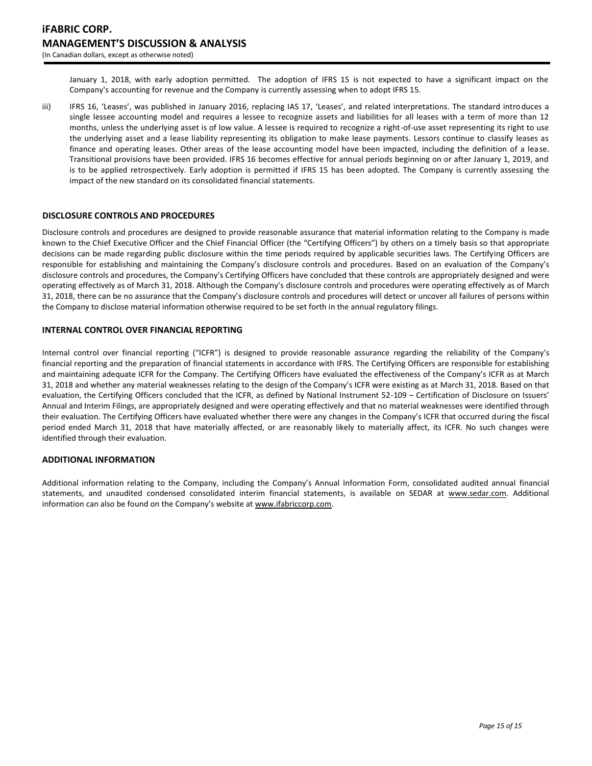January 1, 2018, with early adoption permitted. The adoption of IFRS 15 is not expected to have a significant impact on the Company's accounting for revenue and the Company is currently assessing when to adopt IFRS 15.

iii) IFRS 16, 'Leases', was published in January 2016, replacing IAS 17, 'Leases', and related interpretations. The standard introduces a single lessee accounting model and requires a lessee to recognize assets and liabilities for all leases with a term of more than 12 months, unless the underlying asset is of low value. A lessee is required to recognize a right-of-use asset representing its right to use the underlying asset and a lease liability representing its obligation to make lease payments. Lessors continue to classify leases as finance and operating leases. Other areas of the lease accounting model have been impacted, including the definition of a lease. Transitional provisions have been provided. IFRS 16 becomes effective for annual periods beginning on or after January 1, 2019, and is to be applied retrospectively. Early adoption is permitted if IFRS 15 has been adopted. The Company is currently assessing the impact of the new standard on its consolidated financial statements.

## DISCLOSURE CONTROLS AND PROCEDURES

Disclosure controls and procedures are designed to provide reasonable assurance that material information relating to the Company is made known to the Chief Executive Officer and the Chief Financial Officer (the "Certifying Officers") by others on a timely basis so that appropriate decisions can be made regarding public disclosure within the time periods required by applicable securities laws. The Certifying Officers are responsible for establishing and maintaining the Company's disclosure controls and procedures. Based on an evaluation of the Company's disclosure controls and procedures, the Company's Certifying Officers have concluded that these controls are appropriately designed and were operating effectively as of March 31, 2018. Although the Company's disclosure controls and procedures were operating effectively as of March 31, 2018, there can be no assurance that the Company's disclosure controls and procedures will detect or uncover all failures of persons within the Company to disclose material information otherwise required to be set forth in the annual regulatory filings.

## INTERNAL CONTROL OVER FINANCIAL REPORTING

Internal control over financial reporting ("ICFR") is designed to provide reasonable assurance regarding the reliability of the Company's financial reporting and the preparation of financial statements in accordance with IFRS. The Certifying Officers are responsible for establishing and maintaining adequate ICFR for the Company. The Certifying Officers have evaluated the effectiveness of the Company's ICFR as at March 31, 2018 and whether any material weaknesses relating to the design of the Company's ICFR were existing as at March 31, 2018. Based on that evaluation, the Certifying Officers concluded that the ICFR, as defined by National Instrument 52-109 – Certification of Disclosure on Issuers' Annual and Interim Filings, are appropriately designed and were operating effectively and that no material weaknesses were identified through their evaluation. The Certifying Officers have evaluated whether there were any changes in the Company's ICFR that occurred during the fiscal period ended March 31, 2018 that have materially affected, or are reasonably likely to materially affect, its ICFR. No such changes were identified through their evaluation.

## ADDITIONAL INFORMATION

Additional information relating to the Company, including the Company's Annual Information Form, consolidated audited annual financial statements, and unaudited condensed consolidated interim financial statements, is available on SEDAR at www.sedar.com. Additional information can also be found on the Company's website at www.ifabriccorp.com.